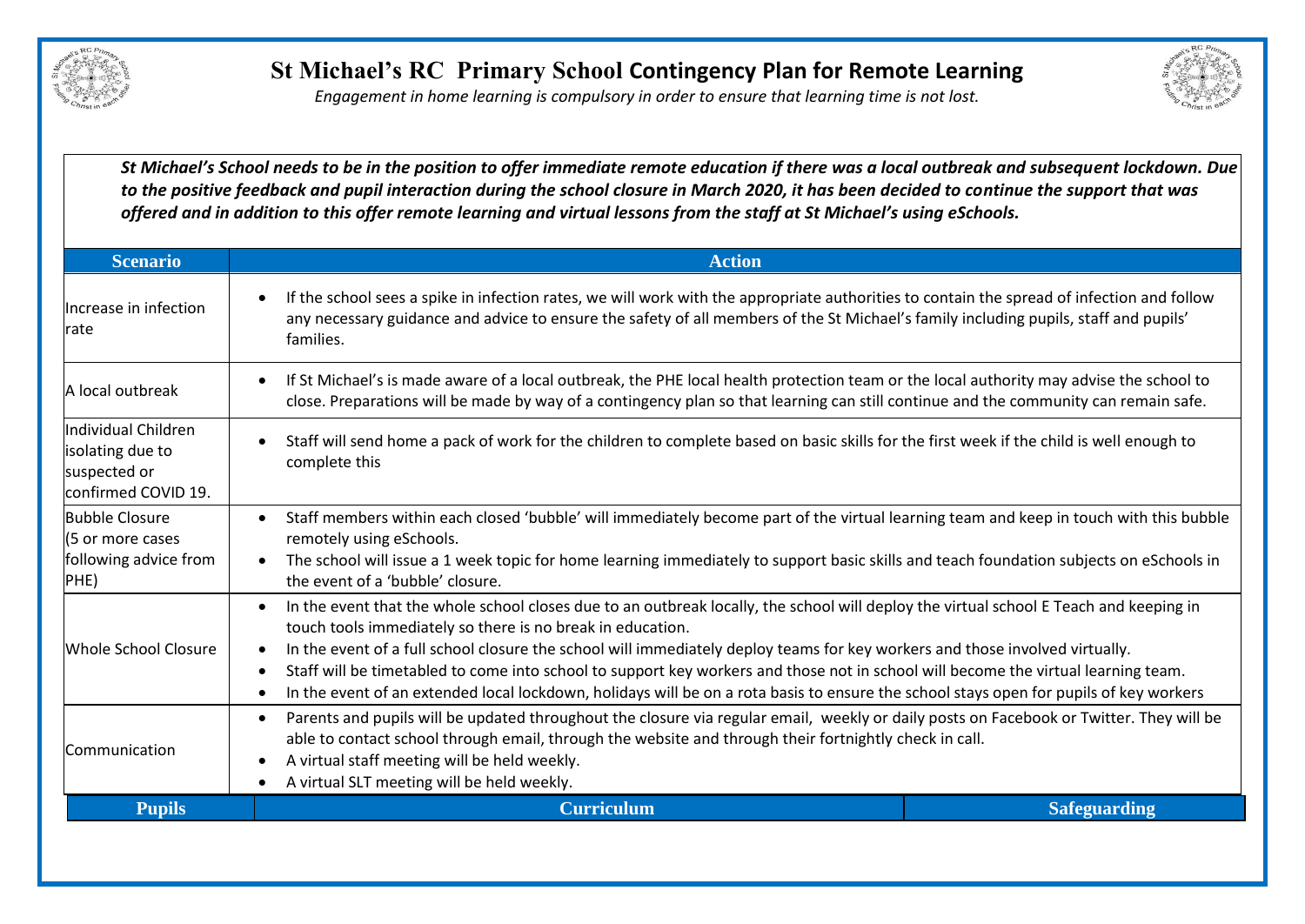# St Michael's RC Primary School Contingency Plan for Remote Learning

*Engagement in home learning is compulsory in order to ensure that learning time is not lost.*

***St Michael's School needs to be in the position to offer immediate remote education if there was a local outbreak and subsequent lockdown. Due to the positive feedback and pupil interaction during the school closure in March 2020, it has been decided to continue the support that was offered and in addition to this offer remote learning and virtual lessons from the staff at St Michael's using eSchools.***

| Scenario | Action |
|---|---|
| Increase in infection rate | • If the school sees a spike in infection rates, we will work with the appropriate authorities to contain the spread of infection and follow any necessary guidance and advice to ensure the safety of all members of the St Michael's family including pupils, staff and pupils' families. |
| A local outbreak | • If St Michael's is made aware of a local outbreak, the PHE local health protection team or the local authority may advise the school to close. Preparations will be made by way of a contingency plan so that learning can still continue and the community can remain safe. |
| Individual Children isolating due to suspected or confirmed COVID 19. | • Staff will send home a pack of work for the children to complete based on basic skills for the first week if the child is well enough to complete this |
| Bubble Closure (5 or more cases following advice from PHE) | • Staff members within each closed 'bubble' will immediately become part of the virtual learning team and keep in touch with this bubble remotely using eSchools.<br>• The school will issue a 1 week topic for home learning immediately to support basic skills and teach foundation subjects on eSchools in the event of a 'bubble' closure. |
| Whole School Closure | • In the event that the whole school closes due to an outbreak locally, the school will deploy the virtual school E Teach and keeping in touch tools immediately so there is no break in education.<br>• In the event of a full school closure the school will immediately deploy teams for key workers and those involved virtually.<br>• Staff will be timetabled to come into school to support key workers and those not in school will become the virtual learning team.<br>• In the event of an extended local lockdown, holidays will be on a rota basis to ensure the school stays open for pupils of key workers |
| Communication | • Parents and pupils will be updated throughout the closure via regular email, weekly or daily posts on Facebook or Twitter. They will be able to contact school through email, through the website and through their fortnightly check in call.<br>• A virtual staff meeting will be held weekly.<br>• A virtual SLT meeting will be held weekly. |

| Pupils | Curriculum | Safeguarding |
|---|---|---|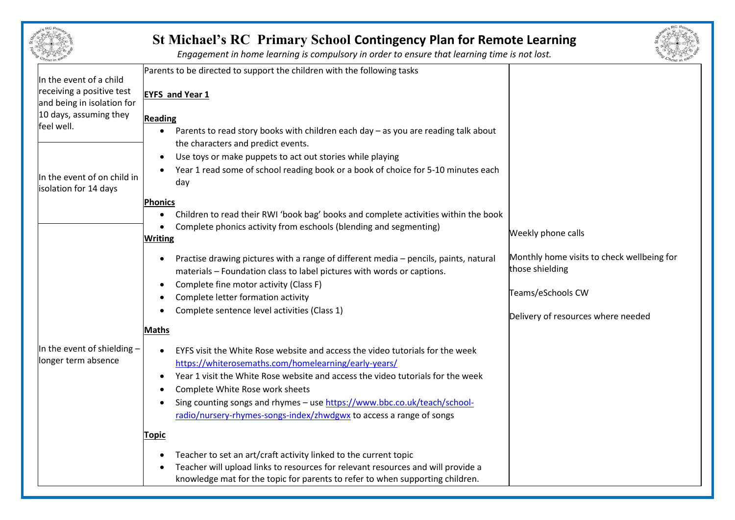# St Michael's RC Primary School Contingency Plan for Remote Learning

*Engagement in home learning is compulsory in order to ensure that learning time is not lost.*

| Scenario | Tasks | Support |
|---|---|---|
| In the event of a child receiving a positive test and being in isolation for 10 days, assuming they feel well.<br><br>In the event of on child in isolation for 14 days<br><br>In the event of shielding – longer term absence | Parents to be directed to support the children with the following tasks<br><br>**EYFS and Year 1**<br><br>**Reading**<br>• Parents to read story books with children each day – as you are reading talk about the characters and predict events.<br>• Use toys or make puppets to act out stories while playing<br>• Year 1 read some of school reading book or a book of choice for 5-10 minutes each day<br><br>**Phonics**<br>• Children to read their RWI 'book bag' books and complete activities within the book<br>• Complete phonics activity from eschools (blending and segmenting)<br><br>**Writing**<br>• Practise drawing pictures with a range of different media – pencils, paints, natural materials – Foundation class to label pictures with words or captions.<br>• Complete fine motor activity (Class F)<br>• Complete letter formation activity<br>• Complete sentence level activities (Class 1)<br><br>**Maths**<br>• EYFS visit the White Rose website and access the video tutorials for the week https://whiterosemaths.com/homelearning/early-years/<br>• Year 1 visit the White Rose website and access the video tutorials for the week<br>• Complete White Rose work sheets<br>• Sing counting songs and rhymes – use https://www.bbc.co.uk/teach/school-radio/nursery-rhymes-songs-index/zhwdgwx to access a range of songs<br><br>**Topic**<br>• Teacher to set an art/craft activity linked to the current topic<br>• Teacher will upload links to resources for relevant resources and will provide a knowledge mat for the topic for parents to refer to when supporting children. | Weekly phone calls<br><br>Monthly home visits to check wellbeing for those shielding<br><br>Teams/eSchools CW<br><br>Delivery of resources where needed |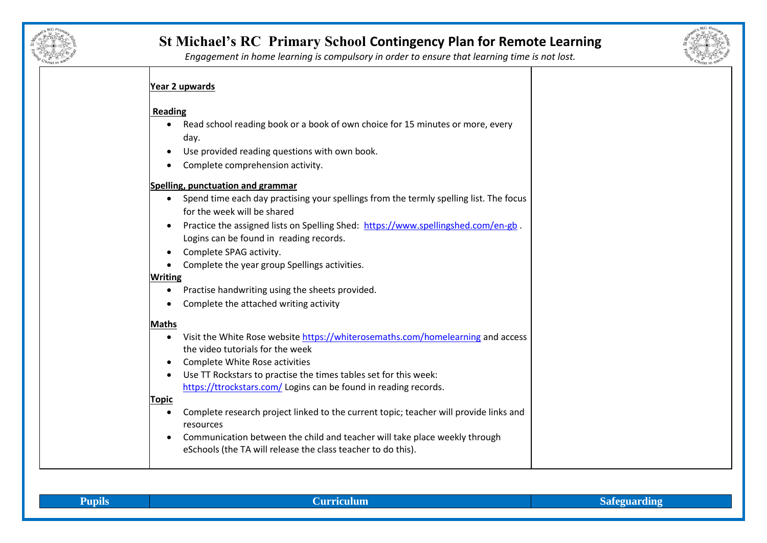# St Michael's RC Primary School Contingency Plan for Remote Learning

*Engagement in home learning is compulsory in order to ensure that learning time is not lost.*

| | | |
|---|---|---|
| | **Year 2 upwards**<br><br>**Reading**<br>• Read school reading book or a book of own choice for 15 minutes or more, every day.<br>• Use provided reading questions with own book.<br>• Complete comprehension activity.<br><br>**Spelling, punctuation and grammar**<br>• Spend time each day practising your spellings from the termly spelling list. The focus for the week will be shared<br>• Practice the assigned lists on Spelling Shed: https://www.spellingshed.com/en-gb . Logins can be found in reading records.<br>• Complete SPAG activity.<br>• Complete the year group Spellings activities.<br><br>**Writing**<br>• Practise handwriting using the sheets provided.<br>• Complete the attached writing activity<br><br>**Maths**<br>• Visit the White Rose website https://whiterosemaths.com/homelearning and access the video tutorials for the week<br>• Complete White Rose activities<br>• Use TT Rockstars to practise the times tables set for this week: https://ttrockstars.com/ Logins can be found in reading records.<br><br>**Topic**<br>• Complete research project linked to the current topic; teacher will provide links and resources<br>• Communication between the child and teacher will take place weekly through eSchools (the TA will release the class teacher to do this). | |

| Pupils | Curriculum | Safeguarding |
|---|---|---|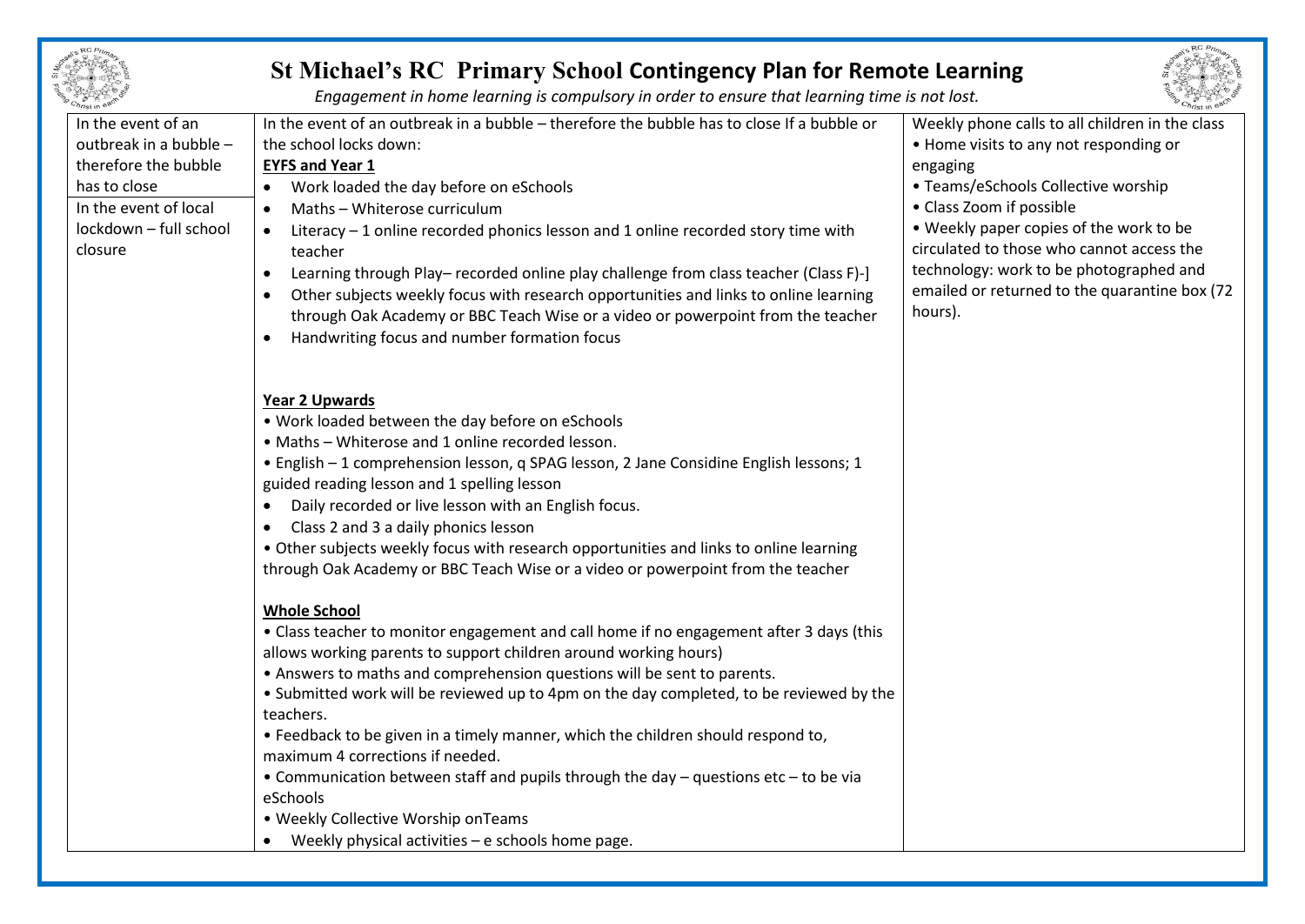# St Michael's RC Primary School Contingency Plan for Remote Learning

*Engagement in home learning is compulsory in order to ensure that learning time is not lost.*

| | | |
|---|---|---|
| In the event of an outbreak in a bubble – therefore the bubble has to close<br><br>In the event of local lockdown – full school closure | In the event of an outbreak in a bubble – therefore the bubble has to close If a bubble or the school locks down:<br><br>**<u>EYFS and Year 1</u>**<br>• Work loaded the day before on eSchools<br>• Maths – Whiterose curriculum<br>• Literacy – 1 online recorded phonics lesson and 1 online recorded story time with teacher<br>• Learning through Play– recorded online play challenge from class teacher (Class F)-]<br>• Other subjects weekly focus with research opportunities and links to online learning through Oak Academy or BBC Teach Wise or a video or powerpoint from the teacher<br>• Handwriting focus and number formation focus<br><br>**<u>Year 2 Upwards</u>**<br>• Work loaded between the day before on eSchools<br>• Maths – Whiterose and 1 online recorded lesson.<br>• English – 1 comprehension lesson, q SPAG lesson, 2 Jane Considine English lessons; 1 guided reading lesson and 1 spelling lesson<br>• Daily recorded or live lesson with an English focus.<br>• Class 2 and 3 a daily phonics lesson<br>• Other subjects weekly focus with research opportunities and links to online learning through Oak Academy or BBC Teach Wise or a video or powerpoint from the teacher<br><br>**<u>Whole School</u>**<br>• Class teacher to monitor engagement and call home if no engagement after 3 days (this allows working parents to support children around working hours)<br>• Answers to maths and comprehension questions will be sent to parents.<br>• Submitted work will be reviewed up to 4pm on the day completed, to be reviewed by the teachers.<br>• Feedback to be given in a timely manner, which the children should respond to, maximum 4 corrections if needed.<br>• Communication between staff and pupils through the day – questions etc – to be via eSchools<br>• Weekly Collective Worship onTeams<br>• Weekly physical activities – e schools home page. | Weekly phone calls to all children in the class<br>• Home visits to any not responding or engaging<br>• Teams/eSchools Collective worship<br>• Class Zoom if possible<br>• Weekly paper copies of the work to be circulated to those who cannot access the technology: work to be photographed and emailed or returned to the quarantine box (72 hours). |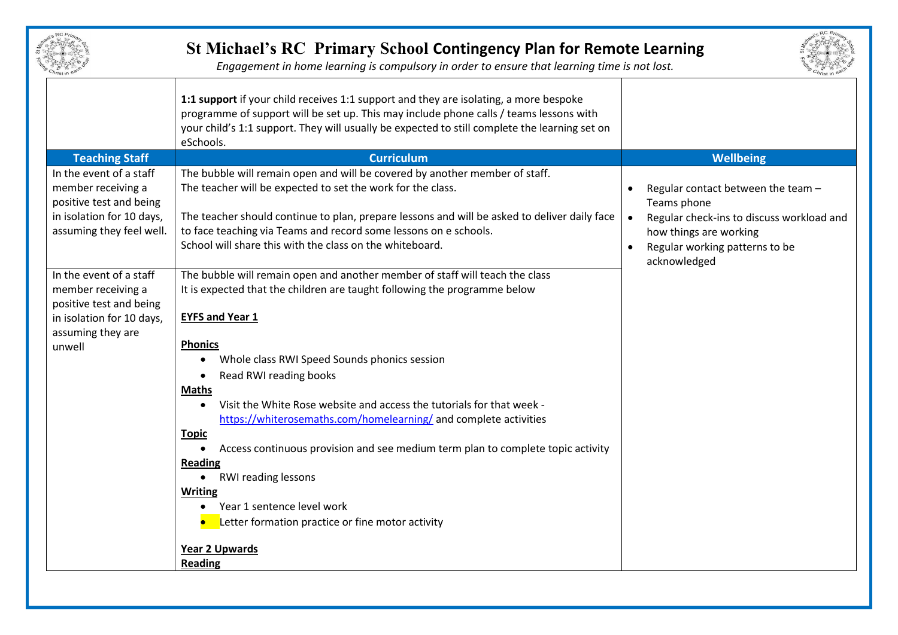# St Michael's RC Primary School Contingency Plan for Remote Learning

*Engagement in home learning is compulsory in order to ensure that learning time is not lost.*

| | | |
|---|---|---|
| | **1:1 support** if your child receives 1:1 support and they are isolating, a more bespoke programme of support will be set up. This may include phone calls / teams lessons with your child's 1:1 support. They will usually be expected to still complete the learning set on eSchools. | |
| **Teaching Staff** | **Curriculum** | **Wellbeing** |
| In the event of a staff member receiving a positive test and being in isolation for 10 days, assuming they feel well. | The bubble will remain open and will be covered by another member of staff.<br>The teacher will be expected to set the work for the class.<br><br>The teacher should continue to plan, prepare lessons and will be asked to deliver daily face to face teaching via Teams and record some lessons on e schools.<br>School will share this with the class on the whiteboard. | • Regular contact between the team – Teams phone<br>• Regular check-ins to discuss workload and how things are working<br>• Regular working patterns to be acknowledged |
| In the event of a staff member receiving a positive test and being in isolation for 10 days, assuming they are unwell | The bubble will remain open and another member of staff will teach the class<br>It is expected that the children are taught following the programme below<br><br>**EYFS and Year 1**<br><br>**Phonics**<br>• Whole class RWI Speed Sounds phonics session<br>• Read RWI reading books<br>**Maths**<br>• Visit the White Rose website and access the tutorials for that week - https://whiterosemaths.com/homelearning/ and complete activities<br>**Topic**<br>• Access continuous provision and see medium term plan to complete topic activity<br>**Reading**<br>• RWI reading lessons<br>**Writing**<br>• Year 1 sentence level work<br>• Letter formation practice or fine motor activity<br><br>**Year 2 Upwards**<br>**Reading** | |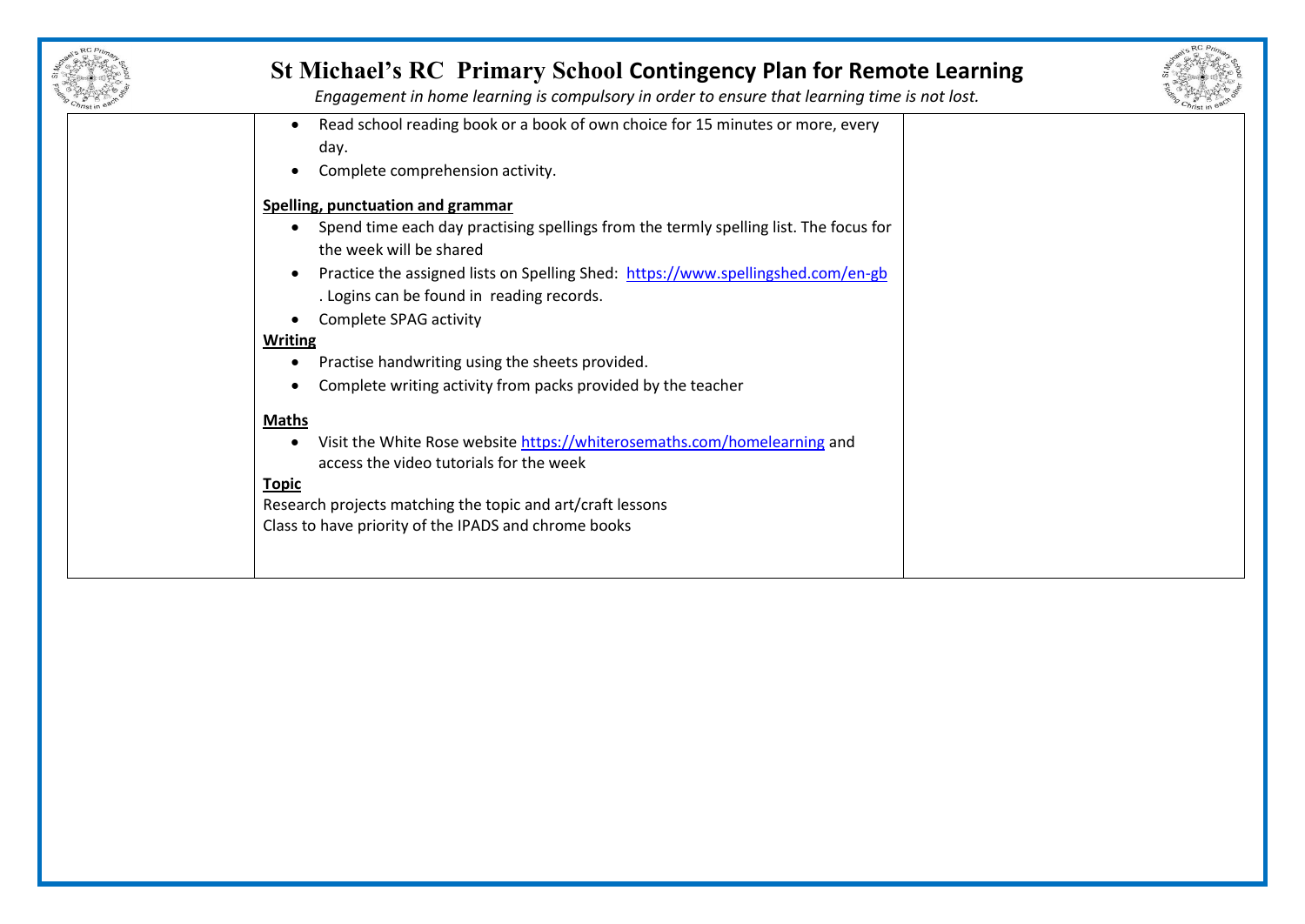| | | |
|---|---|---|
| | • Read school reading book or a book of own choice for 15 minutes or more, every day.<br>• Complete comprehension activity.<br><br>**<u>Spelling, punctuation and grammar</u>**<br>• Spend time each day practising spellings from the termly spelling list. The focus for the week will be shared<br>• Practice the assigned lists on Spelling Shed: https://www.spellingshed.com/en-gb . Logins can be found in reading records.<br>• Complete SPAG activity<br><br>**<u>Writing</u>**<br>• Practise handwriting using the sheets provided.<br>• Complete writing activity from packs provided by the teacher<br><br>**<u>Maths</u>**<br>• Visit the White Rose website https://whiterosemaths.com/homelearning and access the video tutorials for the week<br><br>**<u>Topic</u>**<br>Research projects matching the topic and art/craft lessons<br>Class to have priority of the IPADS and chrome books | |